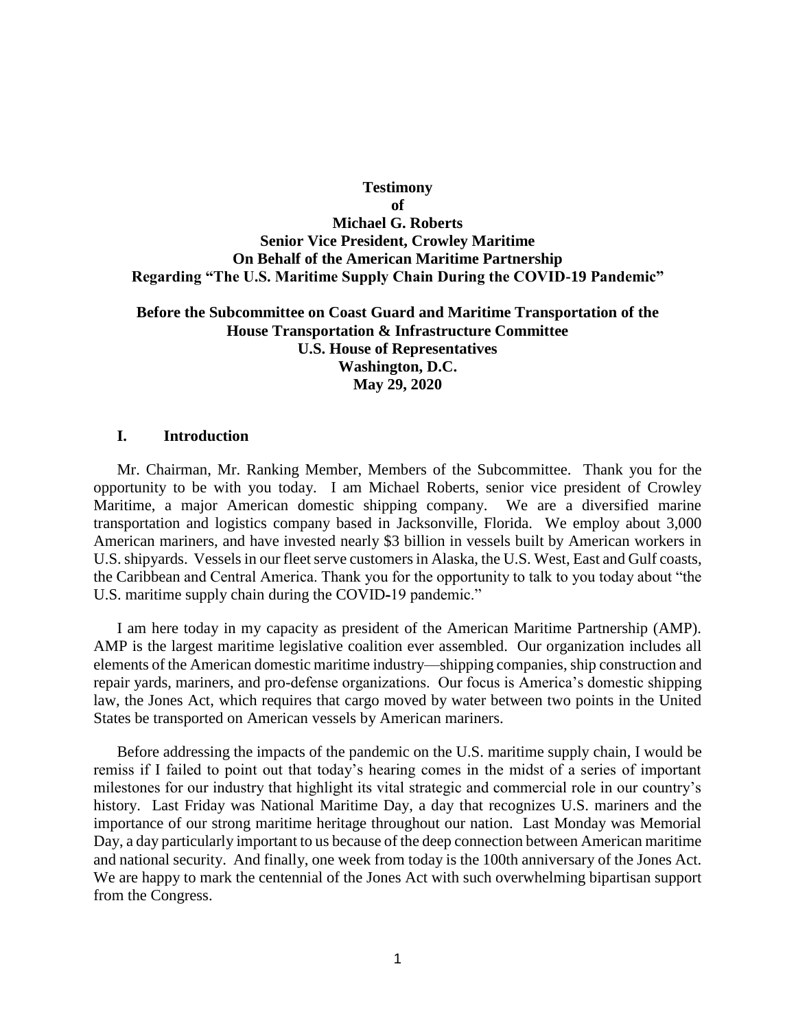**Testimony**
**of**
**Michael G. Roberts**
**Senior Vice President, Crowley Maritime**
**On Behalf of the American Maritime Partnership**
**Regarding "The U.S. Maritime Supply Chain During the COVID-19 Pandemic"**

**Before the Subcommittee on Coast Guard and Maritime Transportation of the House Transportation & Infrastructure Committee**
**U.S. House of Representatives**
**Washington, D.C.**
**May 29, 2020**

## I. Introduction

Mr. Chairman, Mr. Ranking Member, Members of the Subcommittee. Thank you for the opportunity to be with you today. I am Michael Roberts, senior vice president of Crowley Maritime, a major American domestic shipping company. We are a diversified marine transportation and logistics company based in Jacksonville, Florida. We employ about 3,000 American mariners, and have invested nearly $3 billion in vessels built by American workers in U.S. shipyards. Vessels in our fleet serve customers in Alaska, the U.S. West, East and Gulf coasts, the Caribbean and Central America. Thank you for the opportunity to talk to you today about "the U.S. maritime supply chain during the COVID-19 pandemic."

I am here today in my capacity as president of the American Maritime Partnership (AMP). AMP is the largest maritime legislative coalition ever assembled. Our organization includes all elements of the American domestic maritime industry—shipping companies, ship construction and repair yards, mariners, and pro-defense organizations. Our focus is America's domestic shipping law, the Jones Act, which requires that cargo moved by water between two points in the United States be transported on American vessels by American mariners.

Before addressing the impacts of the pandemic on the U.S. maritime supply chain, I would be remiss if I failed to point out that today's hearing comes in the midst of a series of important milestones for our industry that highlight its vital strategic and commercial role in our country's history. Last Friday was National Maritime Day, a day that recognizes U.S. mariners and the importance of our strong maritime heritage throughout our nation. Last Monday was Memorial Day, a day particularly important to us because of the deep connection between American maritime and national security. And finally, one week from today is the 100th anniversary of the Jones Act. We are happy to mark the centennial of the Jones Act with such overwhelming bipartisan support from the Congress.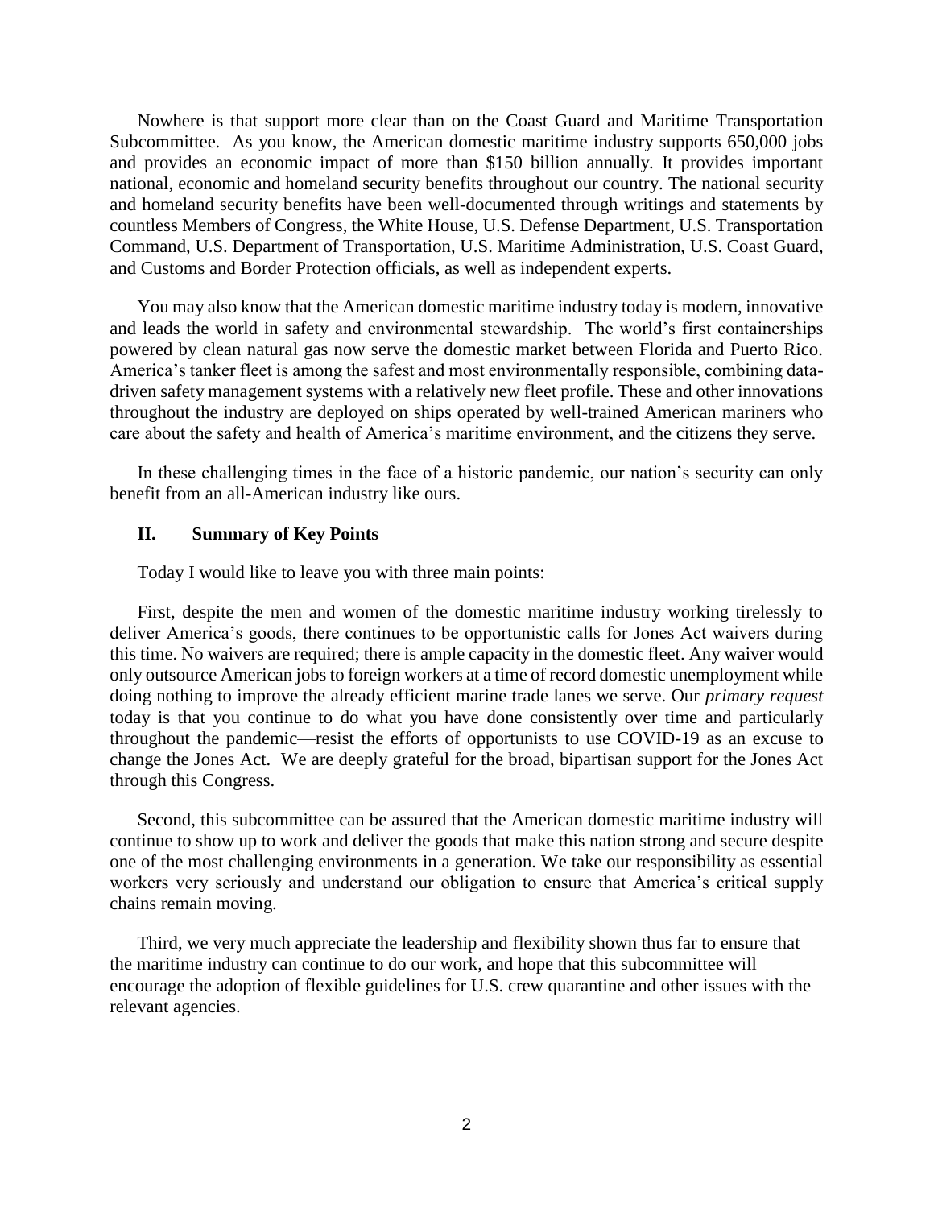Nowhere is that support more clear than on the Coast Guard and Maritime Transportation Subcommittee. As you know, the American domestic maritime industry supports 650,000 jobs and provides an economic impact of more than $150 billion annually. It provides important national, economic and homeland security benefits throughout our country. The national security and homeland security benefits have been well-documented through writings and statements by countless Members of Congress, the White House, U.S. Defense Department, U.S. Transportation Command, U.S. Department of Transportation, U.S. Maritime Administration, U.S. Coast Guard, and Customs and Border Protection officials, as well as independent experts.

You may also know that the American domestic maritime industry today is modern, innovative and leads the world in safety and environmental stewardship. The world's first containerships powered by clean natural gas now serve the domestic market between Florida and Puerto Rico. America's tanker fleet is among the safest and most environmentally responsible, combining data-driven safety management systems with a relatively new fleet profile. These and other innovations throughout the industry are deployed on ships operated by well-trained American mariners who care about the safety and health of America's maritime environment, and the citizens they serve.

In these challenging times in the face of a historic pandemic, our nation's security can only benefit from an all-American industry like ours.

## II. Summary of Key Points

Today I would like to leave you with three main points:

First, despite the men and women of the domestic maritime industry working tirelessly to deliver America's goods, there continues to be opportunistic calls for Jones Act waivers during this time. No waivers are required; there is ample capacity in the domestic fleet. Any waiver would only outsource American jobs to foreign workers at a time of record domestic unemployment while doing nothing to improve the already efficient marine trade lanes we serve. Our *primary request* today is that you continue to do what you have done consistently over time and particularly throughout the pandemic—resist the efforts of opportunists to use COVID-19 as an excuse to change the Jones Act. We are deeply grateful for the broad, bipartisan support for the Jones Act through this Congress.

Second, this subcommittee can be assured that the American domestic maritime industry will continue to show up to work and deliver the goods that make this nation strong and secure despite one of the most challenging environments in a generation. We take our responsibility as essential workers very seriously and understand our obligation to ensure that America's critical supply chains remain moving.

Third, we very much appreciate the leadership and flexibility shown thus far to ensure that the maritime industry can continue to do our work, and hope that this subcommittee will encourage the adoption of flexible guidelines for U.S. crew quarantine and other issues with the relevant agencies.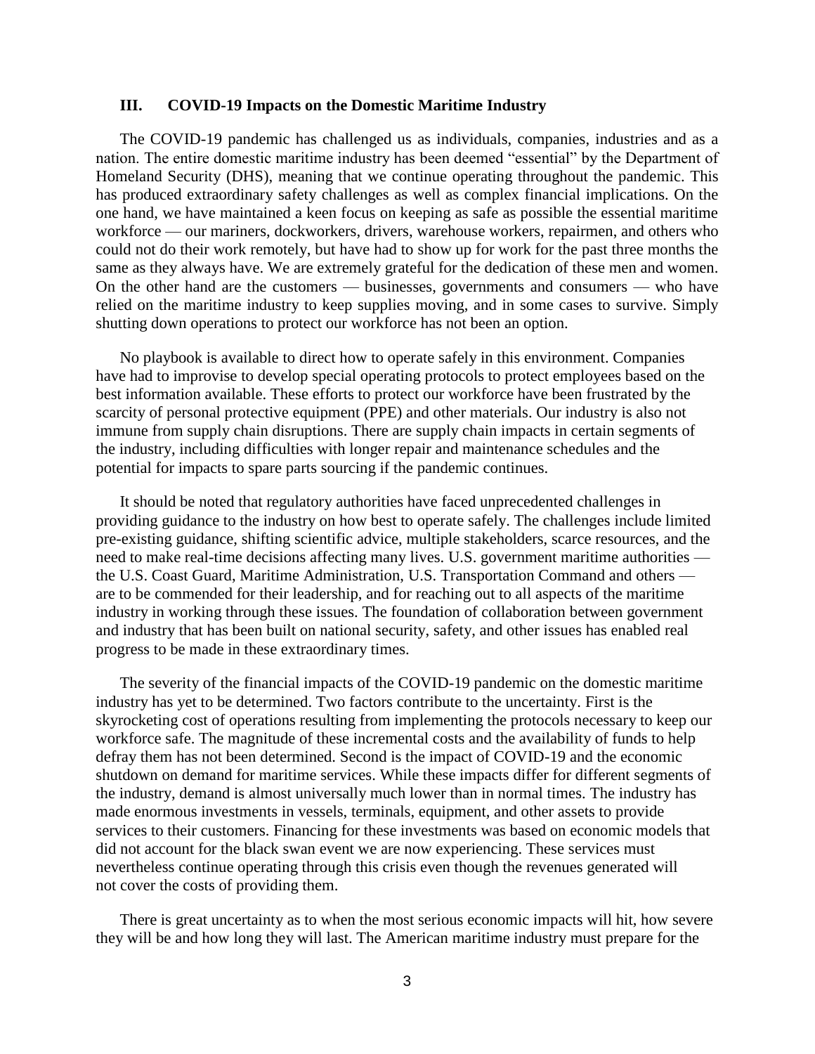## III. COVID-19 Impacts on the Domestic Maritime Industry

The COVID-19 pandemic has challenged us as individuals, companies, industries and as a nation. The entire domestic maritime industry has been deemed "essential" by the Department of Homeland Security (DHS), meaning that we continue operating throughout the pandemic. This has produced extraordinary safety challenges as well as complex financial implications. On the one hand, we have maintained a keen focus on keeping as safe as possible the essential maritime workforce — our mariners, dockworkers, drivers, warehouse workers, repairmen, and others who could not do their work remotely, but have had to show up for work for the past three months the same as they always have. We are extremely grateful for the dedication of these men and women. On the other hand are the customers — businesses, governments and consumers — who have relied on the maritime industry to keep supplies moving, and in some cases to survive. Simply shutting down operations to protect our workforce has not been an option.

No playbook is available to direct how to operate safely in this environment. Companies have had to improvise to develop special operating protocols to protect employees based on the best information available. These efforts to protect our workforce have been frustrated by the scarcity of personal protective equipment (PPE) and other materials. Our industry is also not immune from supply chain disruptions. There are supply chain impacts in certain segments of the industry, including difficulties with longer repair and maintenance schedules and the potential for impacts to spare parts sourcing if the pandemic continues.

It should be noted that regulatory authorities have faced unprecedented challenges in providing guidance to the industry on how best to operate safely. The challenges include limited pre-existing guidance, shifting scientific advice, multiple stakeholders, scarce resources, and the need to make real-time decisions affecting many lives. U.S. government maritime authorities — the U.S. Coast Guard, Maritime Administration, U.S. Transportation Command and others — are to be commended for their leadership, and for reaching out to all aspects of the maritime industry in working through these issues. The foundation of collaboration between government and industry that has been built on national security, safety, and other issues has enabled real progress to be made in these extraordinary times.

The severity of the financial impacts of the COVID-19 pandemic on the domestic maritime industry has yet to be determined. Two factors contribute to the uncertainty. First is the skyrocketing cost of operations resulting from implementing the protocols necessary to keep our workforce safe. The magnitude of these incremental costs and the availability of funds to help defray them has not been determined. Second is the impact of COVID-19 and the economic shutdown on demand for maritime services. While these impacts differ for different segments of the industry, demand is almost universally much lower than in normal times. The industry has made enormous investments in vessels, terminals, equipment, and other assets to provide services to their customers. Financing for these investments was based on economic models that did not account for the black swan event we are now experiencing. These services must nevertheless continue operating through this crisis even though the revenues generated will not cover the costs of providing them.

There is great uncertainty as to when the most serious economic impacts will hit, how severe they will be and how long they will last. The American maritime industry must prepare for the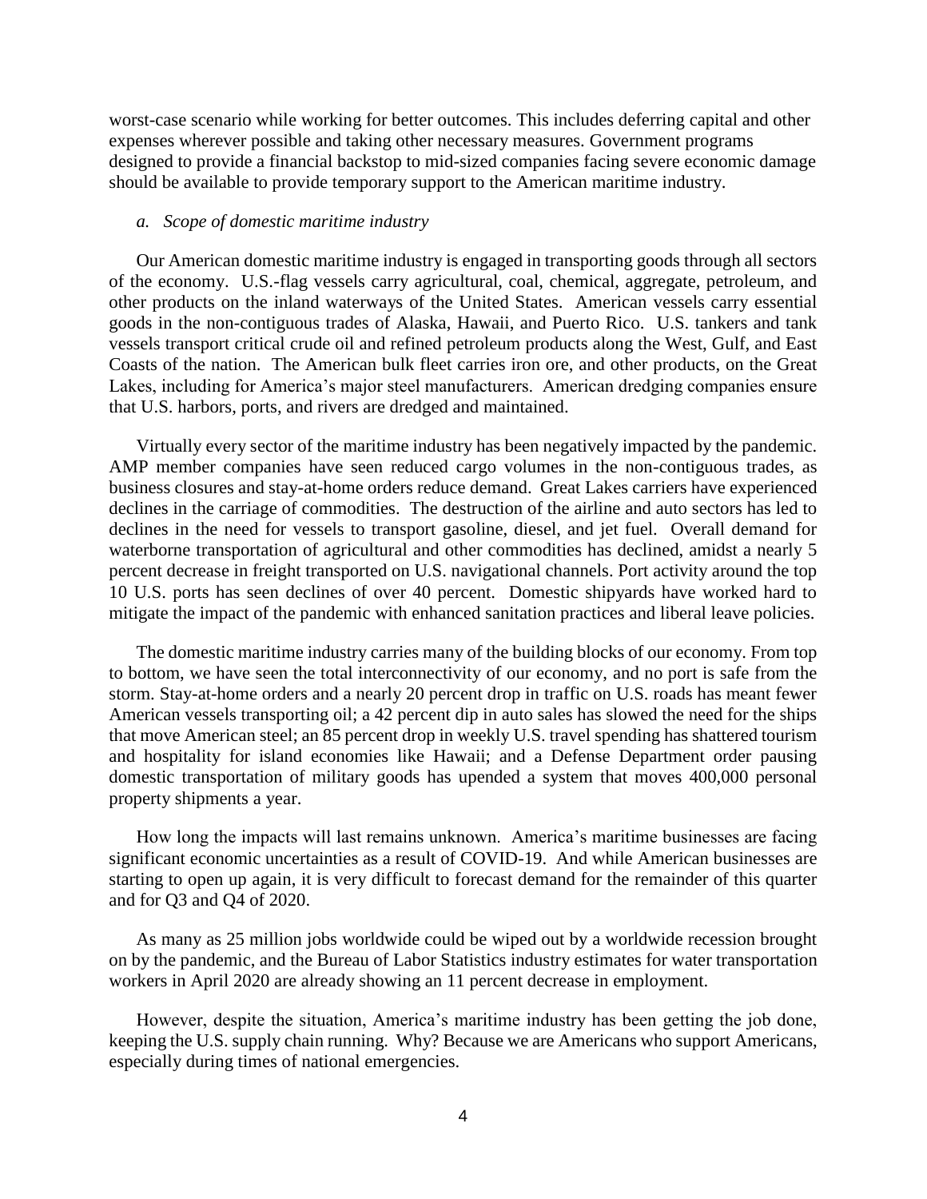worst-case scenario while working for better outcomes. This includes deferring capital and other expenses wherever possible and taking other necessary measures. Government programs designed to provide a financial backstop to mid-sized companies facing severe economic damage should be available to provide temporary support to the American maritime industry.

*a. Scope of domestic maritime industry*

Our American domestic maritime industry is engaged in transporting goods through all sectors of the economy. U.S.-flag vessels carry agricultural, coal, chemical, aggregate, petroleum, and other products on the inland waterways of the United States. American vessels carry essential goods in the non-contiguous trades of Alaska, Hawaii, and Puerto Rico. U.S. tankers and tank vessels transport critical crude oil and refined petroleum products along the West, Gulf, and East Coasts of the nation. The American bulk fleet carries iron ore, and other products, on the Great Lakes, including for America's major steel manufacturers. American dredging companies ensure that U.S. harbors, ports, and rivers are dredged and maintained.

Virtually every sector of the maritime industry has been negatively impacted by the pandemic. AMP member companies have seen reduced cargo volumes in the non-contiguous trades, as business closures and stay-at-home orders reduce demand. Great Lakes carriers have experienced declines in the carriage of commodities. The destruction of the airline and auto sectors has led to declines in the need for vessels to transport gasoline, diesel, and jet fuel. Overall demand for waterborne transportation of agricultural and other commodities has declined, amidst a nearly 5 percent decrease in freight transported on U.S. navigational channels. Port activity around the top 10 U.S. ports has seen declines of over 40 percent. Domestic shipyards have worked hard to mitigate the impact of the pandemic with enhanced sanitation practices and liberal leave policies.

The domestic maritime industry carries many of the building blocks of our economy. From top to bottom, we have seen the total interconnectivity of our economy, and no port is safe from the storm. Stay-at-home orders and a nearly 20 percent drop in traffic on U.S. roads has meant fewer American vessels transporting oil; a 42 percent dip in auto sales has slowed the need for the ships that move American steel; an 85 percent drop in weekly U.S. travel spending has shattered tourism and hospitality for island economies like Hawaii; and a Defense Department order pausing domestic transportation of military goods has upended a system that moves 400,000 personal property shipments a year.

How long the impacts will last remains unknown. America's maritime businesses are facing significant economic uncertainties as a result of COVID-19. And while American businesses are starting to open up again, it is very difficult to forecast demand for the remainder of this quarter and for Q3 and Q4 of 2020.

As many as 25 million jobs worldwide could be wiped out by a worldwide recession brought on by the pandemic, and the Bureau of Labor Statistics industry estimates for water transportation workers in April 2020 are already showing an 11 percent decrease in employment.

However, despite the situation, America's maritime industry has been getting the job done, keeping the U.S. supply chain running. Why? Because we are Americans who support Americans, especially during times of national emergencies.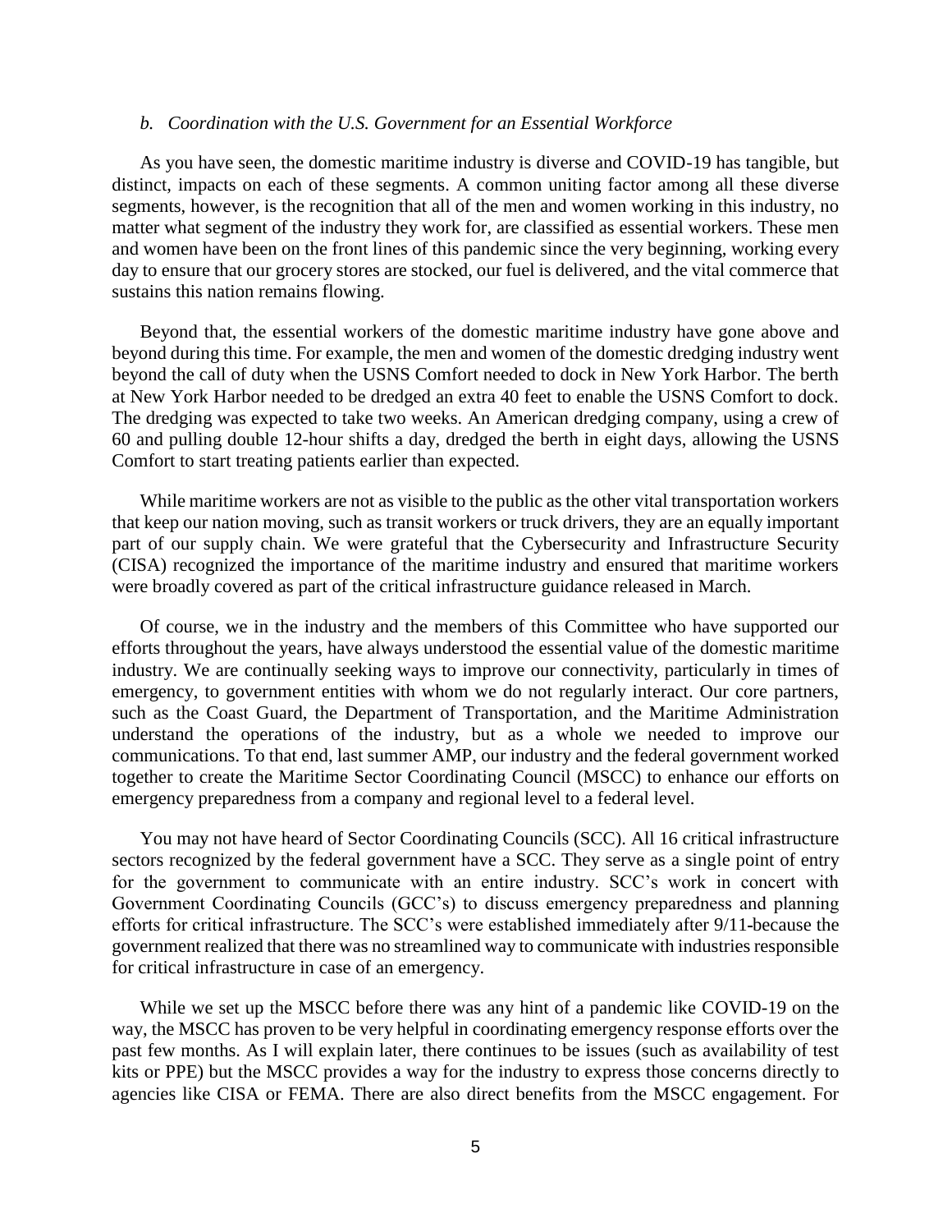### *b. Coordination with the U.S. Government for an Essential Workforce*

As you have seen, the domestic maritime industry is diverse and COVID-19 has tangible, but distinct, impacts on each of these segments. A common uniting factor among all these diverse segments, however, is the recognition that all of the men and women working in this industry, no matter what segment of the industry they work for, are classified as essential workers. These men and women have been on the front lines of this pandemic since the very beginning, working every day to ensure that our grocery stores are stocked, our fuel is delivered, and the vital commerce that sustains this nation remains flowing.

Beyond that, the essential workers of the domestic maritime industry have gone above and beyond during this time. For example, the men and women of the domestic dredging industry went beyond the call of duty when the USNS Comfort needed to dock in New York Harbor. The berth at New York Harbor needed to be dredged an extra 40 feet to enable the USNS Comfort to dock. The dredging was expected to take two weeks. An American dredging company, using a crew of 60 and pulling double 12-hour shifts a day, dredged the berth in eight days, allowing the USNS Comfort to start treating patients earlier than expected.

While maritime workers are not as visible to the public as the other vital transportation workers that keep our nation moving, such as transit workers or truck drivers, they are an equally important part of our supply chain. We were grateful that the Cybersecurity and Infrastructure Security (CISA) recognized the importance of the maritime industry and ensured that maritime workers were broadly covered as part of the critical infrastructure guidance released in March.

Of course, we in the industry and the members of this Committee who have supported our efforts throughout the years, have always understood the essential value of the domestic maritime industry. We are continually seeking ways to improve our connectivity, particularly in times of emergency, to government entities with whom we do not regularly interact. Our core partners, such as the Coast Guard, the Department of Transportation, and the Maritime Administration understand the operations of the industry, but as a whole we needed to improve our communications. To that end, last summer AMP, our industry and the federal government worked together to create the Maritime Sector Coordinating Council (MSCC) to enhance our efforts on emergency preparedness from a company and regional level to a federal level.

You may not have heard of Sector Coordinating Councils (SCC). All 16 critical infrastructure sectors recognized by the federal government have a SCC. They serve as a single point of entry for the government to communicate with an entire industry. SCC's work in concert with Government Coordinating Councils (GCC's) to discuss emergency preparedness and planning efforts for critical infrastructure. The SCC's were established immediately after 9/11 because the government realized that there was no streamlined way to communicate with industries responsible for critical infrastructure in case of an emergency.

While we set up the MSCC before there was any hint of a pandemic like COVID-19 on the way, the MSCC has proven to be very helpful in coordinating emergency response efforts over the past few months. As I will explain later, there continues to be issues (such as availability of test kits or PPE) but the MSCC provides a way for the industry to express those concerns directly to agencies like CISA or FEMA. There are also direct benefits from the MSCC engagement. For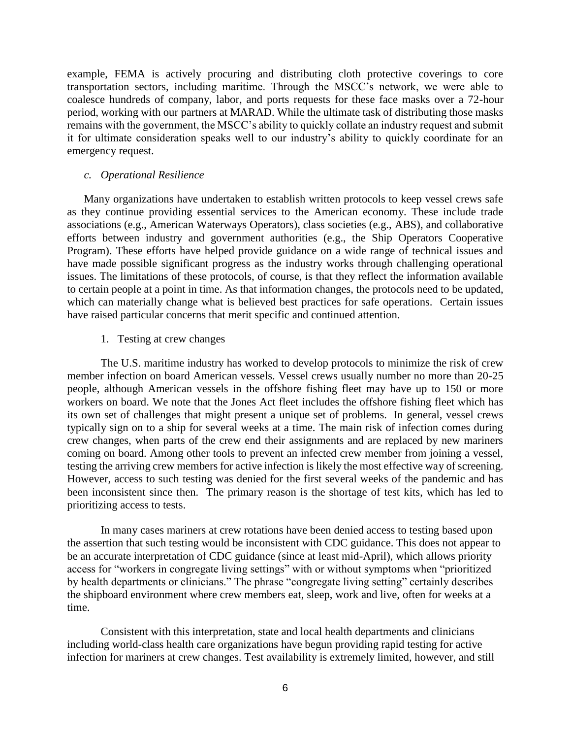example, FEMA is actively procuring and distributing cloth protective coverings to core transportation sectors, including maritime. Through the MSCC's network, we were able to coalesce hundreds of company, labor, and ports requests for these face masks over a 72-hour period, working with our partners at MARAD. While the ultimate task of distributing those masks remains with the government, the MSCC's ability to quickly collate an industry request and submit it for ultimate consideration speaks well to our industry's ability to quickly coordinate for an emergency request.

*c. Operational Resilience*

Many organizations have undertaken to establish written protocols to keep vessel crews safe as they continue providing essential services to the American economy. These include trade associations (e.g., American Waterways Operators), class societies (e.g., ABS), and collaborative efforts between industry and government authorities (e.g., the Ship Operators Cooperative Program). These efforts have helped provide guidance on a wide range of technical issues and have made possible significant progress as the industry works through challenging operational issues. The limitations of these protocols, of course, is that they reflect the information available to certain people at a point in time. As that information changes, the protocols need to be updated, which can materially change what is believed best practices for safe operations. Certain issues have raised particular concerns that merit specific and continued attention.

1. Testing at crew changes

The U.S. maritime industry has worked to develop protocols to minimize the risk of crew member infection on board American vessels. Vessel crews usually number no more than 20-25 people, although American vessels in the offshore fishing fleet may have up to 150 or more workers on board. We note that the Jones Act fleet includes the offshore fishing fleet which has its own set of challenges that might present a unique set of problems. In general, vessel crews typically sign on to a ship for several weeks at a time. The main risk of infection comes during crew changes, when parts of the crew end their assignments and are replaced by new mariners coming on board. Among other tools to prevent an infected crew member from joining a vessel, testing the arriving crew members for active infection is likely the most effective way of screening. However, access to such testing was denied for the first several weeks of the pandemic and has been inconsistent since then. The primary reason is the shortage of test kits, which has led to prioritizing access to tests.

In many cases mariners at crew rotations have been denied access to testing based upon the assertion that such testing would be inconsistent with CDC guidance. This does not appear to be an accurate interpretation of CDC guidance (since at least mid-April), which allows priority access for "workers in congregate living settings" with or without symptoms when "prioritized by health departments or clinicians." The phrase "congregate living setting" certainly describes the shipboard environment where crew members eat, sleep, work and live, often for weeks at a time.

Consistent with this interpretation, state and local health departments and clinicians including world-class health care organizations have begun providing rapid testing for active infection for mariners at crew changes. Test availability is extremely limited, however, and still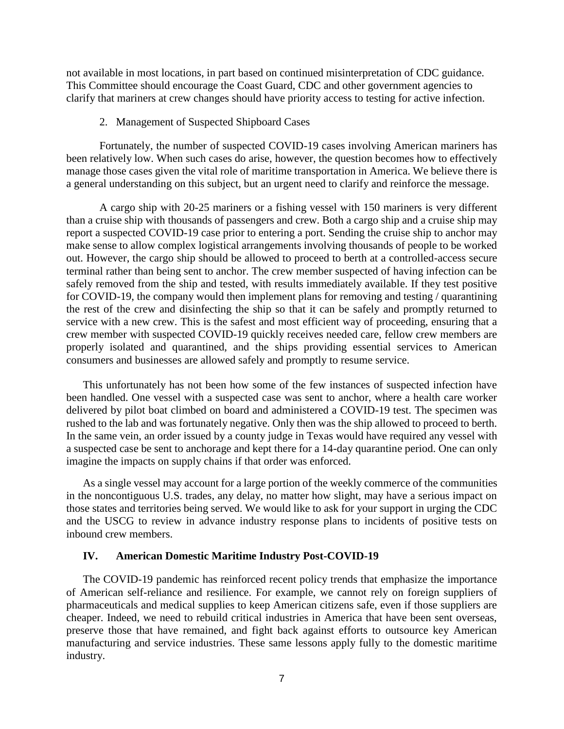not available in most locations, in part based on continued misinterpretation of CDC guidance. This Committee should encourage the Coast Guard, CDC and other government agencies to clarify that mariners at crew changes should have priority access to testing for active infection.

2. Management of Suspected Shipboard Cases

Fortunately, the number of suspected COVID-19 cases involving American mariners has been relatively low. When such cases do arise, however, the question becomes how to effectively manage those cases given the vital role of maritime transportation in America. We believe there is a general understanding on this subject, but an urgent need to clarify and reinforce the message.

A cargo ship with 20-25 mariners or a fishing vessel with 150 mariners is very different than a cruise ship with thousands of passengers and crew. Both a cargo ship and a cruise ship may report a suspected COVID-19 case prior to entering a port. Sending the cruise ship to anchor may make sense to allow complex logistical arrangements involving thousands of people to be worked out. However, the cargo ship should be allowed to proceed to berth at a controlled-access secure terminal rather than being sent to anchor. The crew member suspected of having infection can be safely removed from the ship and tested, with results immediately available. If they test positive for COVID-19, the company would then implement plans for removing and testing / quarantining the rest of the crew and disinfecting the ship so that it can be safely and promptly returned to service with a new crew. This is the safest and most efficient way of proceeding, ensuring that a crew member with suspected COVID-19 quickly receives needed care, fellow crew members are properly isolated and quarantined, and the ships providing essential services to American consumers and businesses are allowed safely and promptly to resume service.

This unfortunately has not been how some of the few instances of suspected infection have been handled. One vessel with a suspected case was sent to anchor, where a health care worker delivered by pilot boat climbed on board and administered a COVID-19 test. The specimen was rushed to the lab and was fortunately negative. Only then was the ship allowed to proceed to berth. In the same vein, an order issued by a county judge in Texas would have required any vessel with a suspected case be sent to anchorage and kept there for a 14-day quarantine period. One can only imagine the impacts on supply chains if that order was enforced.

As a single vessel may account for a large portion of the weekly commerce of the communities in the noncontiguous U.S. trades, any delay, no matter how slight, may have a serious impact on those states and territories being served. We would like to ask for your support in urging the CDC and the USCG to review in advance industry response plans to incidents of positive tests on inbound crew members.

## IV. American Domestic Maritime Industry Post-COVID-19

The COVID-19 pandemic has reinforced recent policy trends that emphasize the importance of American self-reliance and resilience. For example, we cannot rely on foreign suppliers of pharmaceuticals and medical supplies to keep American citizens safe, even if those suppliers are cheaper. Indeed, we need to rebuild critical industries in America that have been sent overseas, preserve those that have remained, and fight back against efforts to outsource key American manufacturing and service industries. These same lessons apply fully to the domestic maritime industry.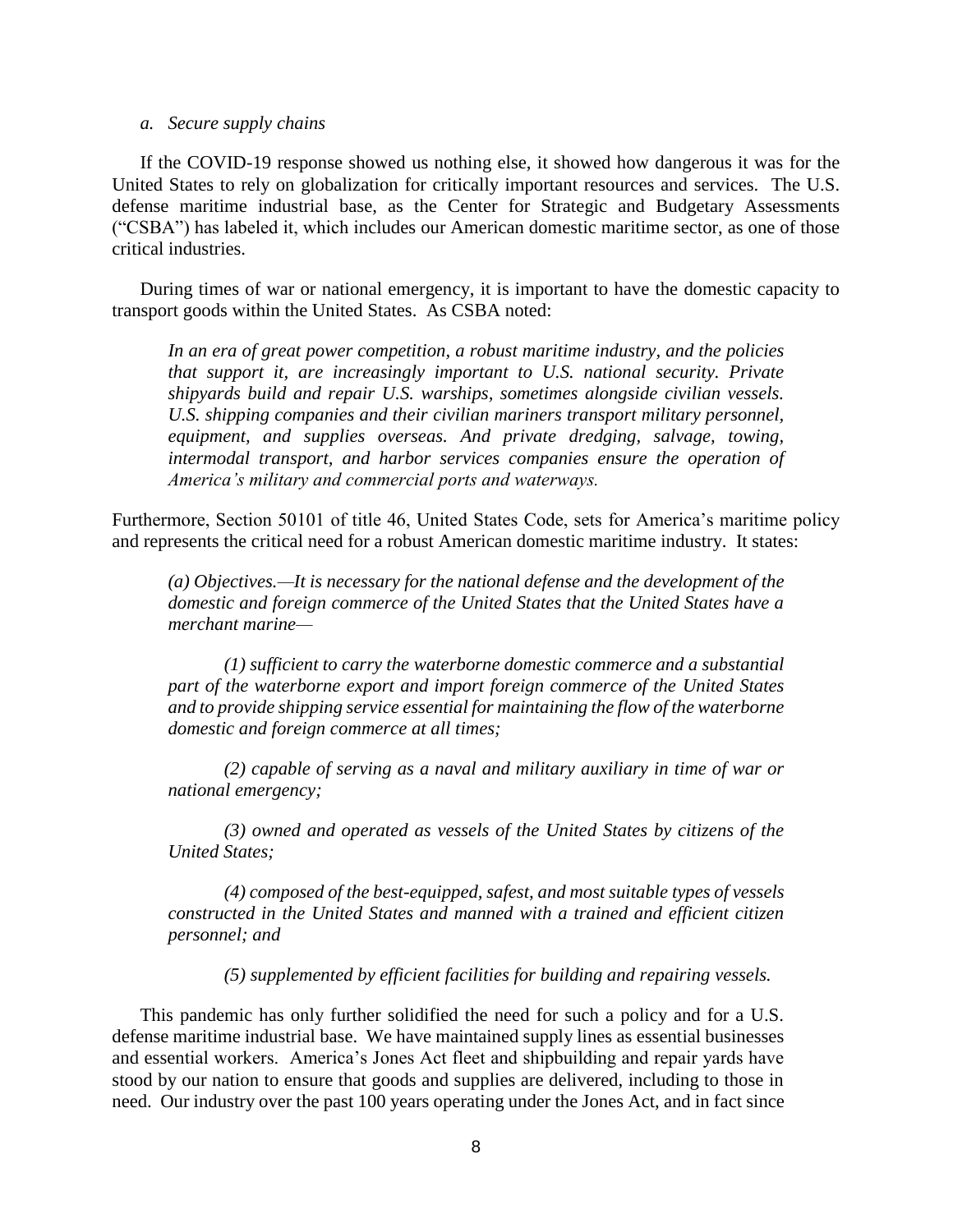*a. Secure supply chains*

If the COVID-19 response showed us nothing else, it showed how dangerous it was for the United States to rely on globalization for critically important resources and services. The U.S. defense maritime industrial base, as the Center for Strategic and Budgetary Assessments ("CSBA") has labeled it, which includes our American domestic maritime sector, as one of those critical industries.

During times of war or national emergency, it is important to have the domestic capacity to transport goods within the United States. As CSBA noted:

> *In an era of great power competition, a robust maritime industry, and the policies that support it, are increasingly important to U.S. national security. Private shipyards build and repair U.S. warships, sometimes alongside civilian vessels. U.S. shipping companies and their civilian mariners transport military personnel, equipment, and supplies overseas. And private dredging, salvage, towing, intermodal transport, and harbor services companies ensure the operation of America's military and commercial ports and waterways.*

Furthermore, Section 50101 of title 46, United States Code, sets for America's maritime policy and represents the critical need for a robust American domestic maritime industry. It states:

> *(a) Objectives.—It is necessary for the national defense and the development of the domestic and foreign commerce of the United States that the United States have a merchant marine—*
>
> *(1) sufficient to carry the waterborne domestic commerce and a substantial part of the waterborne export and import foreign commerce of the United States and to provide shipping service essential for maintaining the flow of the waterborne domestic and foreign commerce at all times;*
>
> *(2) capable of serving as a naval and military auxiliary in time of war or national emergency;*
>
> *(3) owned and operated as vessels of the United States by citizens of the United States;*
>
> *(4) composed of the best-equipped, safest, and most suitable types of vessels constructed in the United States and manned with a trained and efficient citizen personnel; and*
>
> *(5) supplemented by efficient facilities for building and repairing vessels.*

This pandemic has only further solidified the need for such a policy and for a U.S. defense maritime industrial base. We have maintained supply lines as essential businesses and essential workers. America's Jones Act fleet and shipbuilding and repair yards have stood by our nation to ensure that goods and supplies are delivered, including to those in need. Our industry over the past 100 years operating under the Jones Act, and in fact since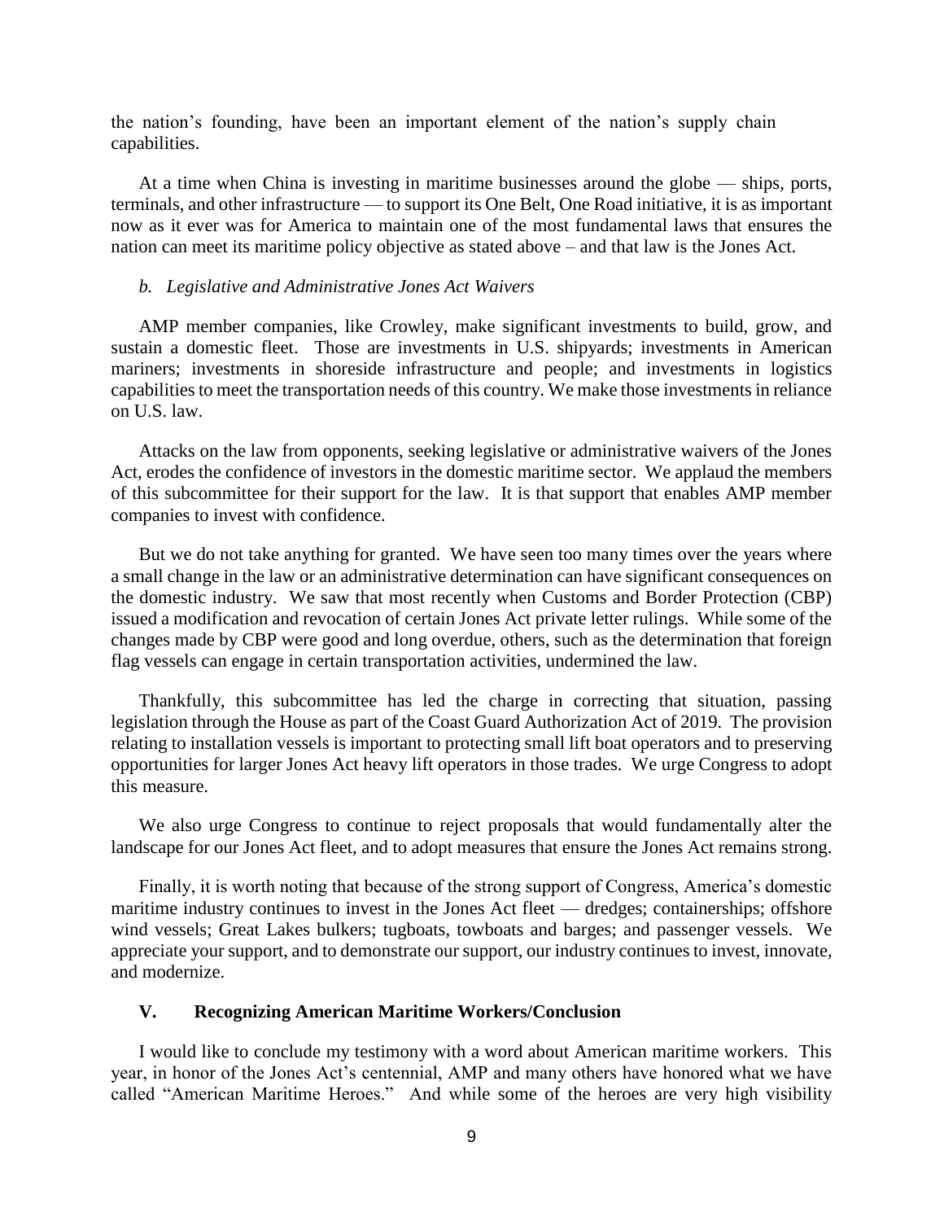the nation's founding, have been an important element of the nation's supply chain capabilities.

At a time when China is investing in maritime businesses around the globe — ships, ports, terminals, and other infrastructure — to support its One Belt, One Road initiative, it is as important now as it ever was for America to maintain one of the most fundamental laws that ensures the nation can meet its maritime policy objective as stated above – and that law is the Jones Act.

*b. Legislative and Administrative Jones Act Waivers*

AMP member companies, like Crowley, make significant investments to build, grow, and sustain a domestic fleet. Those are investments in U.S. shipyards; investments in American mariners; investments in shoreside infrastructure and people; and investments in logistics capabilities to meet the transportation needs of this country. We make those investments in reliance on U.S. law.

Attacks on the law from opponents, seeking legislative or administrative waivers of the Jones Act, erodes the confidence of investors in the domestic maritime sector. We applaud the members of this subcommittee for their support for the law. It is that support that enables AMP member companies to invest with confidence.

But we do not take anything for granted. We have seen too many times over the years where a small change in the law or an administrative determination can have significant consequences on the domestic industry. We saw that most recently when Customs and Border Protection (CBP) issued a modification and revocation of certain Jones Act private letter rulings. While some of the changes made by CBP were good and long overdue, others, such as the determination that foreign flag vessels can engage in certain transportation activities, undermined the law.

Thankfully, this subcommittee has led the charge in correcting that situation, passing legislation through the House as part of the Coast Guard Authorization Act of 2019. The provision relating to installation vessels is important to protecting small lift boat operators and to preserving opportunities for larger Jones Act heavy lift operators in those trades. We urge Congress to adopt this measure.

We also urge Congress to continue to reject proposals that would fundamentally alter the landscape for our Jones Act fleet, and to adopt measures that ensure the Jones Act remains strong.

Finally, it is worth noting that because of the strong support of Congress, America's domestic maritime industry continues to invest in the Jones Act fleet — dredges; containerships; offshore wind vessels; Great Lakes bulkers; tugboats, towboats and barges; and passenger vessels. We appreciate your support, and to demonstrate our support, our industry continues to invest, innovate, and modernize.

## V. Recognizing American Maritime Workers/Conclusion

I would like to conclude my testimony with a word about American maritime workers. This year, in honor of the Jones Act's centennial, AMP and many others have honored what we have called "American Maritime Heroes." And while some of the heroes are very high visibility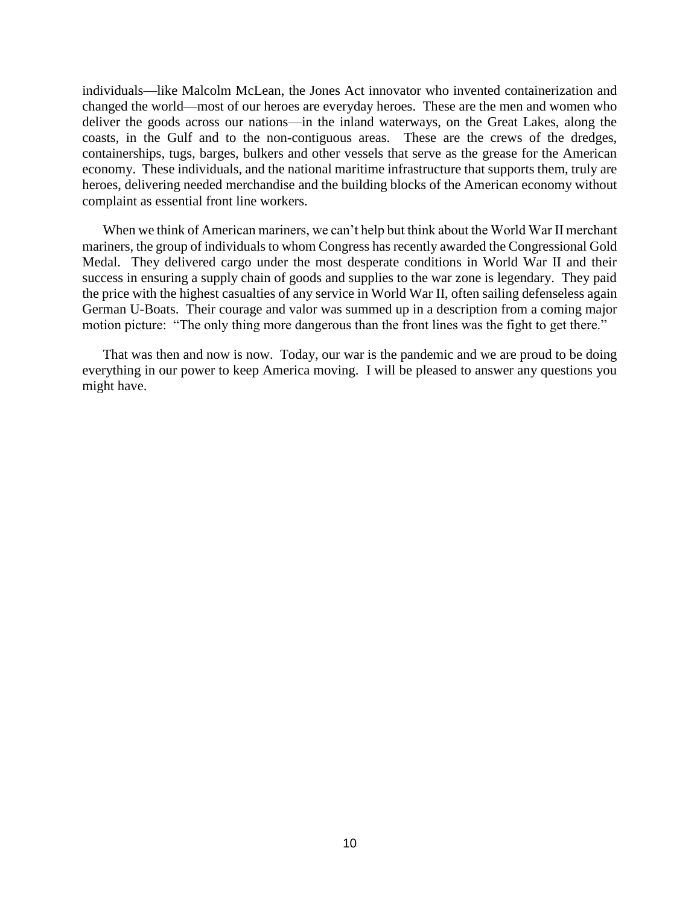individuals—like Malcolm McLean, the Jones Act innovator who invented containerization and changed the world—most of our heroes are everyday heroes. These are the men and women who deliver the goods across our nations—in the inland waterways, on the Great Lakes, along the coasts, in the Gulf and to the non-contiguous areas. These are the crews of the dredges, containerships, tugs, barges, bulkers and other vessels that serve as the grease for the American economy. These individuals, and the national maritime infrastructure that supports them, truly are heroes, delivering needed merchandise and the building blocks of the American economy without complaint as essential front line workers.

When we think of American mariners, we can't help but think about the World War II merchant mariners, the group of individuals to whom Congress has recently awarded the Congressional Gold Medal. They delivered cargo under the most desperate conditions in World War II and their success in ensuring a supply chain of goods and supplies to the war zone is legendary. They paid the price with the highest casualties of any service in World War II, often sailing defenseless again German U-Boats. Their courage and valor was summed up in a description from a coming major motion picture: "The only thing more dangerous than the front lines was the fight to get there."

That was then and now is now. Today, our war is the pandemic and we are proud to be doing everything in our power to keep America moving. I will be pleased to answer any questions you might have.